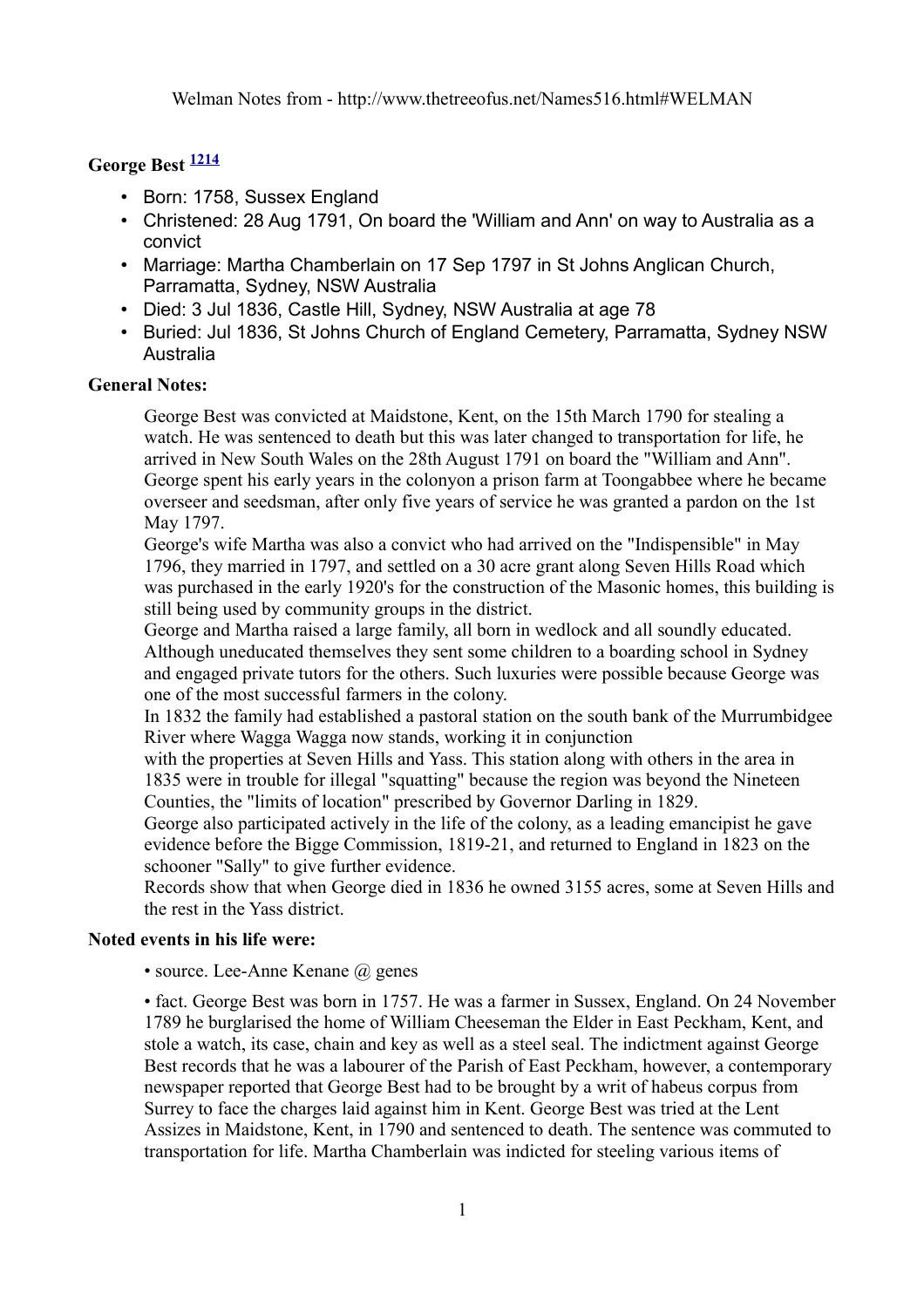Welman Notes from - http://www.thetreeofus.net/Names516.html#WELMAN

### George Best [1214]

- Born: 1758, Sussex England
- Christened: 28 Aug 1791, On board the 'William and Ann' on way to Australia as a convict
- Marriage: Martha Chamberlain on 17 Sep 1797 in St Johns Anglican Church, Parramatta, Sydney, NSW Australia
- Died: 3 Jul 1836, Castle Hill, Sydney, NSW Australia at age 78
- Buried: Jul 1836, St Johns Church of England Cemetery, Parramatta, Sydney NSW Australia

**General Notes:**

George Best was convicted at Maidstone, Kent, on the 15th March 1790 for stealing a watch. He was sentenced to death but this was later changed to transportation for life, he arrived in New South Wales on the 28th August 1791 on board the "William and Ann". George spent his early years in the colonyon a prison farm at Toongabbee where he became overseer and seedsman, after only five years of service he was granted a pardon on the 1st May 1797.

George's wife Martha was also a convict who had arrived on the "Indispensible" in May 1796, they married in 1797, and settled on a 30 acre grant along Seven Hills Road which was purchased in the early 1920's for the construction of the Masonic homes, this building is still being used by community groups in the district.

George and Martha raised a large family, all born in wedlock and all soundly educated. Although uneducated themselves they sent some children to a boarding school in Sydney and engaged private tutors for the others. Such luxuries were possible because George was one of the most successful farmers in the colony.

In 1832 the family had established a pastoral station on the south bank of the Murrumbidgee River where Wagga Wagga now stands, working it in conjunction with the properties at Seven Hills and Yass. This station along with others in the area in 1835 were in trouble for illegal "squatting" because the region was beyond the Nineteen Counties, the "limits of location" prescribed by Governor Darling in 1829.

George also participated actively in the life of the colony, as a leading emancipist he gave evidence before the Bigge Commission, 1819-21, and returned to England in 1823 on the schooner "Sally" to give further evidence.

Records show that when George died in 1836 he owned 3155 acres, some at Seven Hills and the rest in the Yass district.

**Noted events in his life were:**

• source. Lee-Anne Kenane @ genes

• fact. George Best was born in 1757. He was a farmer in Sussex, England. On 24 November 1789 he burglarised the home of William Cheeseman the Elder in East Peckham, Kent, and stole a watch, its case, chain and key as well as a steel seal. The indictment against George Best records that he was a labourer of the Parish of East Peckham, however, a contemporary newspaper reported that George Best had to be brought by a writ of habeus corpus from Surrey to face the charges laid against him in Kent. George Best was tried at the Lent Assizes in Maidstone, Kent, in 1790 and sentenced to death. The sentence was commuted to transportation for life. Martha Chamberlain was indicted for steeling various items of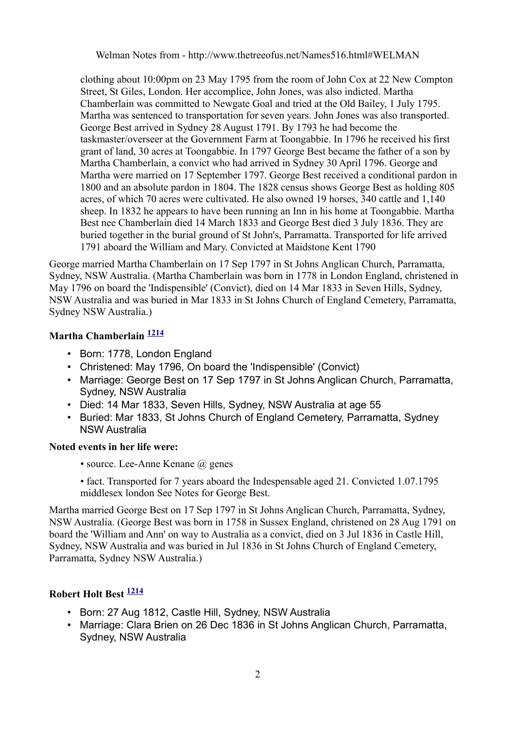clothing about 10:00pm on 23 May 1795 from the room of John Cox at 22 New Compton Street, St Giles, London. Her accomplice, John Jones, was also indicted. Martha Chamberlain was committed to Newgate Goal and tried at the Old Bailey, 1 July 1795. Martha was sentenced to transportation for seven years. John Jones was also transported. George Best arrived in Sydney 28 August 1791. By 1793 he had become the taskmaster/overseer at the Government Farm at Toongabbie. In 1796 he received his first grant of land, 30 acres at Toongabbie. In 1797 George Best became the father of a son by Martha Chamberlain, a convict who had arrived in Sydney 30 April 1796. George and Martha were married on 17 September 1797. George Best received a conditional pardon in 1800 and an absolute pardon in 1804. The 1828 census shows George Best as holding 805 acres, of which 70 acres were cultivated. He also owned 19 horses, 340 cattle and 1,140 sheep. In 1832 he appears to have been running an Inn in his home at Toongabbie. Martha Best nee Chamberlain died 14 March 1833 and George Best died 3 July 1836. They are buried together in the burial ground of St John's, Parramatta. Transported for life arrived 1791 aboard the William and Mary. Convicted at Maidstone Kent 1790

George married Martha Chamberlain on 17 Sep 1797 in St Johns Anglican Church, Parramatta, Sydney, NSW Australia. (Martha Chamberlain was born in 1778 in London England, christened in May 1796 on board the 'Indispensible' (Convict), died on 14 Mar 1833 in Seven Hills, Sydney, NSW Australia and was buried in Mar 1833 in St Johns Church of England Cemetery, Parramatta, Sydney NSW Australia.)

### Martha Chamberlain [1214]

- Born: 1778, London England
- Christened: May 1796, On board the 'Indispensible' (Convict)
- Marriage: George Best on 17 Sep 1797 in St Johns Anglican Church, Parramatta, Sydney, NSW Australia
- Died: 14 Mar 1833, Seven Hills, Sydney, NSW Australia at age 55
- Buried: Mar 1833, St Johns Church of England Cemetery, Parramatta, Sydney NSW Australia

**Noted events in her life were:**

- source. Lee-Anne Kenane @ genes
- fact. Transported for 7 years aboard the Indespensable aged 21. Convicted 1.07.1795 middlesex london See Notes for George Best.

Martha married George Best on 17 Sep 1797 in St Johns Anglican Church, Parramatta, Sydney, NSW Australia. (George Best was born in 1758 in Sussex England, christened on 28 Aug 1791 on board the 'William and Ann' on way to Australia as a convict, died on 3 Jul 1836 in Castle Hill, Sydney, NSW Australia and was buried in Jul 1836 in St Johns Church of England Cemetery, Parramatta, Sydney NSW Australia.)

### Robert Holt Best [1214]

- Born: 27 Aug 1812, Castle Hill, Sydney, NSW Australia
- Marriage: Clara Brien on 26 Dec 1836 in St Johns Anglican Church, Parramatta, Sydney, NSW Australia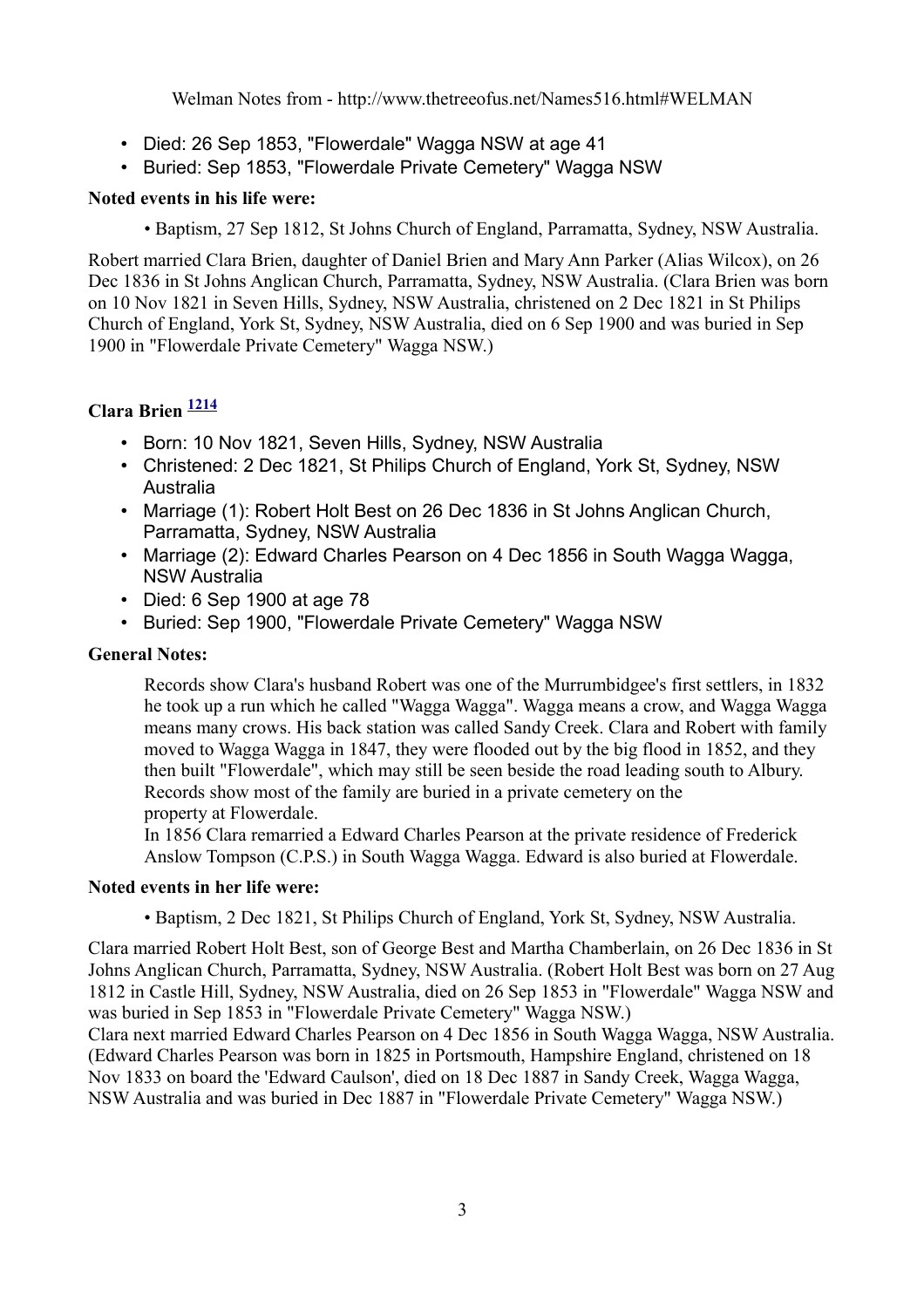- Died: 26 Sep 1853, "Flowerdale" Wagga NSW at age 41
- Buried: Sep 1853, "Flowerdale Private Cemetery" Wagga NSW

**Noted events in his life were:**

• Baptism, 27 Sep 1812, St Johns Church of England, Parramatta, Sydney, NSW Australia.

Robert married Clara Brien, daughter of Daniel Brien and Mary Ann Parker (Alias Wilcox), on 26 Dec 1836 in St Johns Anglican Church, Parramatta, Sydney, NSW Australia. (Clara Brien was born on 10 Nov 1821 in Seven Hills, Sydney, NSW Australia, christened on 2 Dec 1821 in St Philips Church of England, York St, Sydney, NSW Australia, died on 6 Sep 1900 and was buried in Sep 1900 in "Flowerdale Private Cemetery" Wagga NSW.)

### Clara Brien [1214]

- Born: 10 Nov 1821, Seven Hills, Sydney, NSW Australia
- Christened: 2 Dec 1821, St Philips Church of England, York St, Sydney, NSW Australia
- Marriage (1): Robert Holt Best on 26 Dec 1836 in St Johns Anglican Church, Parramatta, Sydney, NSW Australia
- Marriage (2): Edward Charles Pearson on 4 Dec 1856 in South Wagga Wagga, NSW Australia
- Died: 6 Sep 1900 at age 78
- Buried: Sep 1900, "Flowerdale Private Cemetery" Wagga NSW

**General Notes:**

Records show Clara's husband Robert was one of the Murrumbidgee's first settlers, in 1832 he took up a run which he called "Wagga Wagga". Wagga means a crow, and Wagga Wagga means many crows. His back station was called Sandy Creek. Clara and Robert with family moved to Wagga Wagga in 1847, they were flooded out by the big flood in 1852, and they then built "Flowerdale", which may still be seen beside the road leading south to Albury. Records show most of the family are buried in a private cemetery on the property at Flowerdale.
In 1856 Clara remarried a Edward Charles Pearson at the private residence of Frederick Anslow Tompson (C.P.S.) in South Wagga Wagga. Edward is also buried at Flowerdale.

**Noted events in her life were:**

• Baptism, 2 Dec 1821, St Philips Church of England, York St, Sydney, NSW Australia.

Clara married Robert Holt Best, son of George Best and Martha Chamberlain, on 26 Dec 1836 in St Johns Anglican Church, Parramatta, Sydney, NSW Australia. (Robert Holt Best was born on 27 Aug 1812 in Castle Hill, Sydney, NSW Australia, died on 26 Sep 1853 in "Flowerdale" Wagga NSW and was buried in Sep 1853 in "Flowerdale Private Cemetery" Wagga NSW.)
Clara next married Edward Charles Pearson on 4 Dec 1856 in South Wagga Wagga, NSW Australia. (Edward Charles Pearson was born in 1825 in Portsmouth, Hampshire England, christened on 18 Nov 1833 on board the 'Edward Caulson', died on 18 Dec 1887 in Sandy Creek, Wagga Wagga, NSW Australia and was buried in Dec 1887 in "Flowerdale Private Cemetery" Wagga NSW.)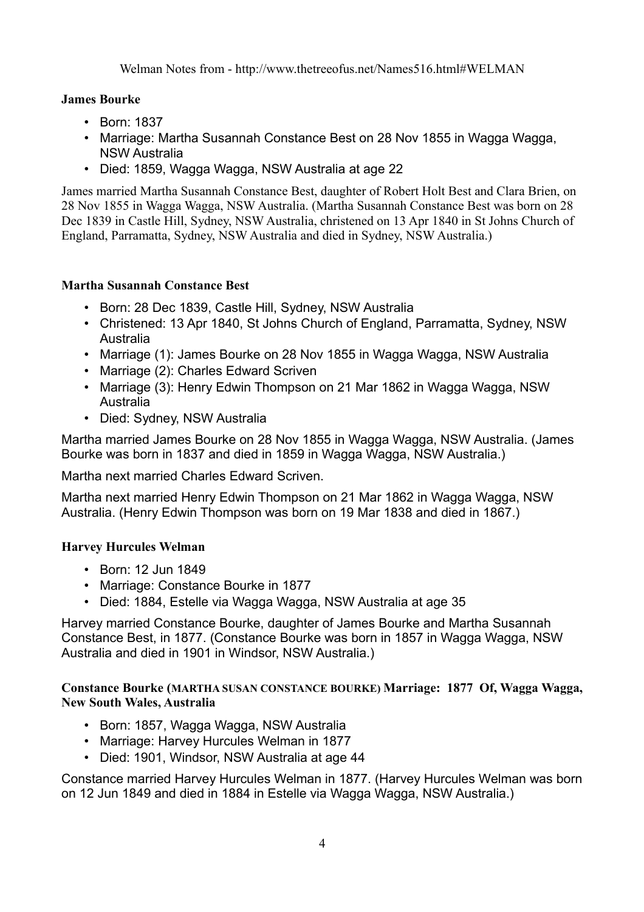Welman Notes from - http://www.thetreeofus.net/Names516.html#WELMAN

**James Bourke**

- Born: 1837
- Marriage: Martha Susannah Constance Best on 28 Nov 1855 in Wagga Wagga, NSW Australia
- Died: 1859, Wagga Wagga, NSW Australia at age 22

James married Martha Susannah Constance Best, daughter of Robert Holt Best and Clara Brien, on 28 Nov 1855 in Wagga Wagga, NSW Australia. (Martha Susannah Constance Best was born on 28 Dec 1839 in Castle Hill, Sydney, NSW Australia, christened on 13 Apr 1840 in St Johns Church of England, Parramatta, Sydney, NSW Australia and died in Sydney, NSW Australia.)

**Martha Susannah Constance Best**

- Born: 28 Dec 1839, Castle Hill, Sydney, NSW Australia
- Christened: 13 Apr 1840, St Johns Church of England, Parramatta, Sydney, NSW Australia
- Marriage (1): James Bourke on 28 Nov 1855 in Wagga Wagga, NSW Australia
- Marriage (2): Charles Edward Scriven
- Marriage (3): Henry Edwin Thompson on 21 Mar 1862 in Wagga Wagga, NSW Australia
- Died: Sydney, NSW Australia

Martha married James Bourke on 28 Nov 1855 in Wagga Wagga, NSW Australia. (James Bourke was born in 1837 and died in 1859 in Wagga Wagga, NSW Australia.)

Martha next married Charles Edward Scriven.

Martha next married Henry Edwin Thompson on 21 Mar 1862 in Wagga Wagga, NSW Australia. (Henry Edwin Thompson was born on 19 Mar 1838 and died in 1867.)

**Harvey Hurcules Welman**

- Born: 12 Jun 1849
- Marriage: Constance Bourke in 1877
- Died: 1884, Estelle via Wagga Wagga, NSW Australia at age 35

Harvey married Constance Bourke, daughter of James Bourke and Martha Susannah Constance Best, in 1877. (Constance Bourke was born in 1857 in Wagga Wagga, NSW Australia and died in 1901 in Windsor, NSW Australia.)

**Constance Bourke (MARTHA SUSAN CONSTANCE BOURKE) Marriage: 1877 Of, Wagga Wagga, New South Wales, Australia**

- Born: 1857, Wagga Wagga, NSW Australia
- Marriage: Harvey Hurcules Welman in 1877
- Died: 1901, Windsor, NSW Australia at age 44

Constance married Harvey Hurcules Welman in 1877. (Harvey Hurcules Welman was born on 12 Jun 1849 and died in 1884 in Estelle via Wagga Wagga, NSW Australia.)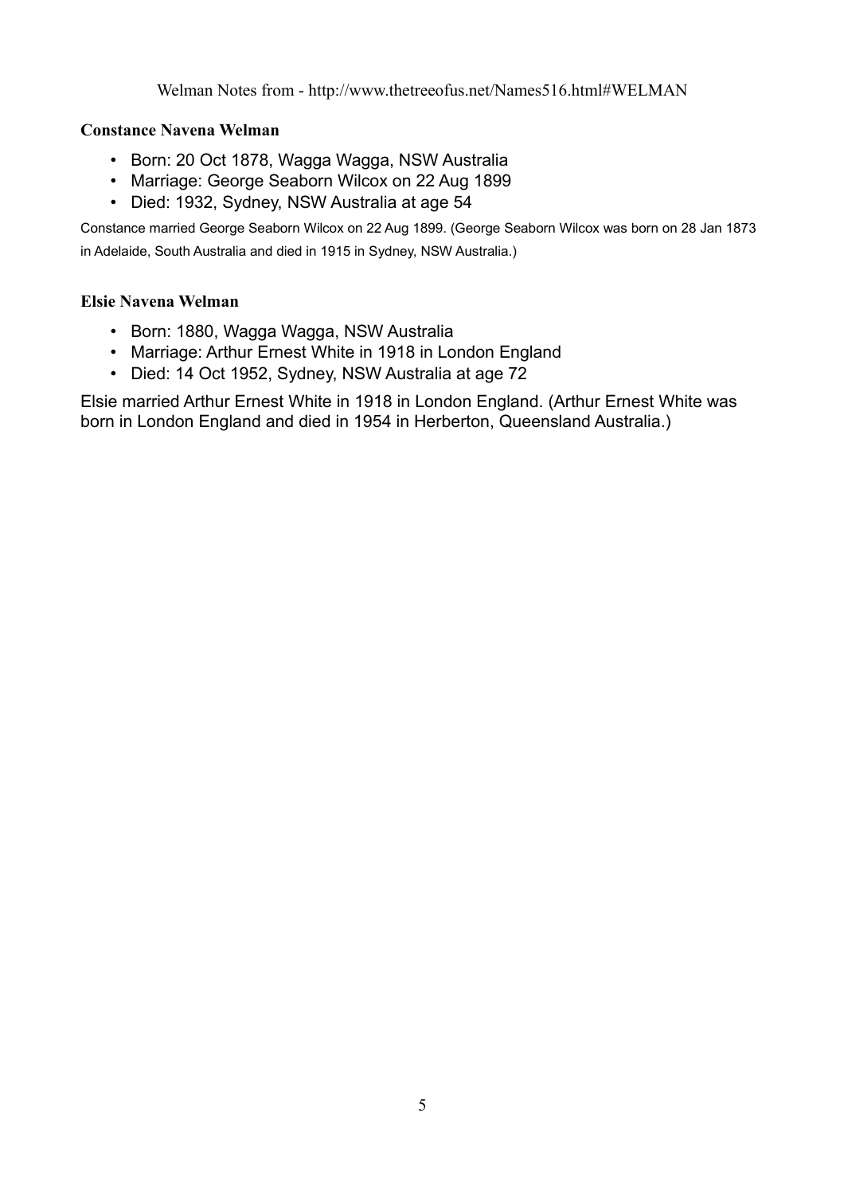Welman Notes from - http://www.thetreeofus.net/Names516.html#WELMAN

### Constance Navena Welman

- Born: 20 Oct 1878, Wagga Wagga, NSW Australia
- Marriage: George Seaborn Wilcox on 22 Aug 1899
- Died: 1932, Sydney, NSW Australia at age 54

Constance married George Seaborn Wilcox on 22 Aug 1899. (George Seaborn Wilcox was born on 28 Jan 1873 in Adelaide, South Australia and died in 1915 in Sydney, NSW Australia.)

### Elsie Navena Welman

- Born: 1880, Wagga Wagga, NSW Australia
- Marriage: Arthur Ernest White in 1918 in London England
- Died: 14 Oct 1952, Sydney, NSW Australia at age 72

Elsie married Arthur Ernest White in 1918 in London England. (Arthur Ernest White was born in London England and died in 1954 in Herberton, Queensland Australia.)